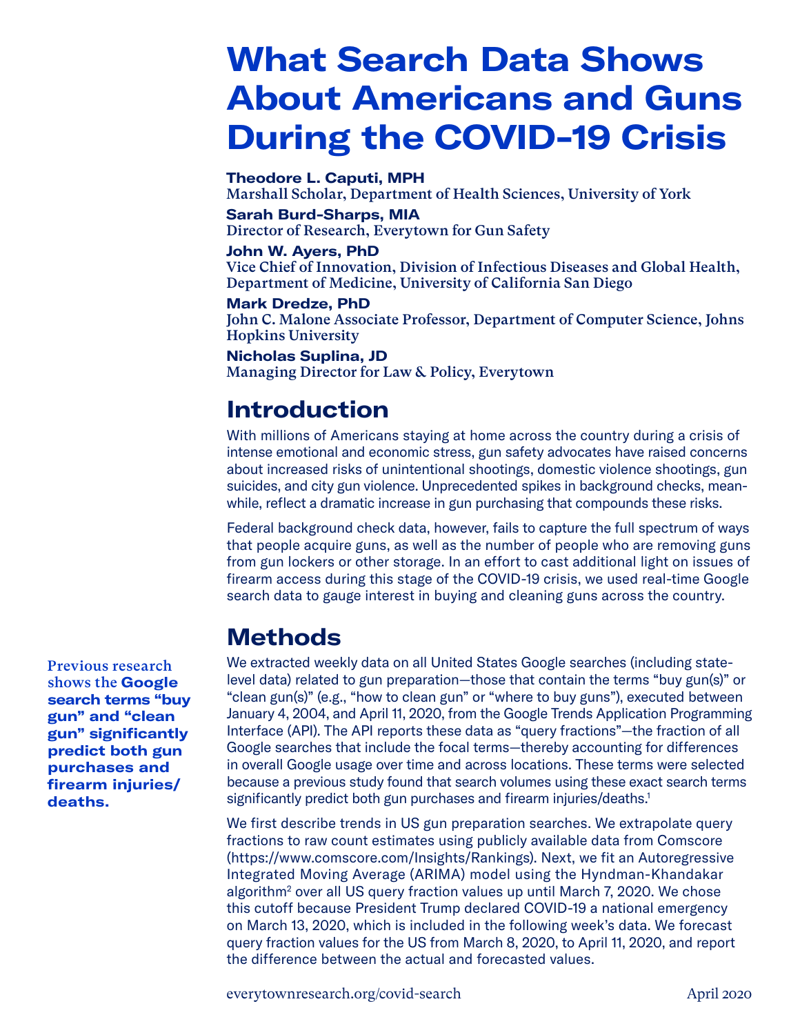# What Search Data Shows About Americans and Guns During the COVID-19 Crisis

**Theodore L. Caputi, MPH**
Marshall Scholar, Department of Health Sciences, University of York

**Sarah Burd-Sharps, MIA**
Director of Research, Everytown for Gun Safety

**John W. Ayers, PhD**
Vice Chief of Innovation, Division of Infectious Diseases and Global Health, Department of Medicine, University of California San Diego

**Mark Dredze, PhD**
John C. Malone Associate Professor, Department of Computer Science, Johns Hopkins University

**Nicholas Suplina, JD**
Managing Director for Law & Policy, Everytown

## Introduction

With millions of Americans staying at home across the country during a crisis of intense emotional and economic stress, gun safety advocates have raised concerns about increased risks of unintentional shootings, domestic violence shootings, gun suicides, and city gun violence. Unprecedented spikes in background checks, meanwhile, reflect a dramatic increase in gun purchasing that compounds these risks.

Federal background check data, however, fails to capture the full spectrum of ways that people acquire guns, as well as the number of people who are removing guns from gun lockers or other storage. In an effort to cast additional light on issues of firearm access during this stage of the COVID-19 crisis, we used real-time Google search data to gauge interest in buying and cleaning guns across the country.

## Methods

We extracted weekly data on all United States Google searches (including state-level data) related to gun preparation—those that contain the terms "buy gun(s)" or "clean gun(s)" (e.g., "how to clean gun" or "where to buy guns"), executed between January 4, 2004, and April 11, 2020, from the Google Trends Application Programming Interface (API). The API reports these data as "query fractions"—the fraction of all Google searches that include the focal terms—thereby accounting for differences in overall Google usage over time and across locations. These terms were selected because a previous study found that search volumes using these exact search terms significantly predict both gun purchases and firearm injuries/deaths.[1]

Previous research shows the **Google search terms "buy gun" and "clean gun" significantly predict both gun purchases and firearm injuries/deaths.**

We first describe trends in US gun preparation searches. We extrapolate query fractions to raw count estimates using publicly available data from Comscore (https://www.comscore.com/Insights/Rankings). Next, we fit an Autoregressive Integrated Moving Average (ARIMA) model using the Hyndman-Khandakar algorithm[2] over all US query fraction values up until March 7, 2020. We chose this cutoff because President Trump declared COVID-19 a national emergency on March 13, 2020, which is included in the following week's data. We forecast query fraction values for the US from March 8, 2020, to April 11, 2020, and report the difference between the actual and forecasted values.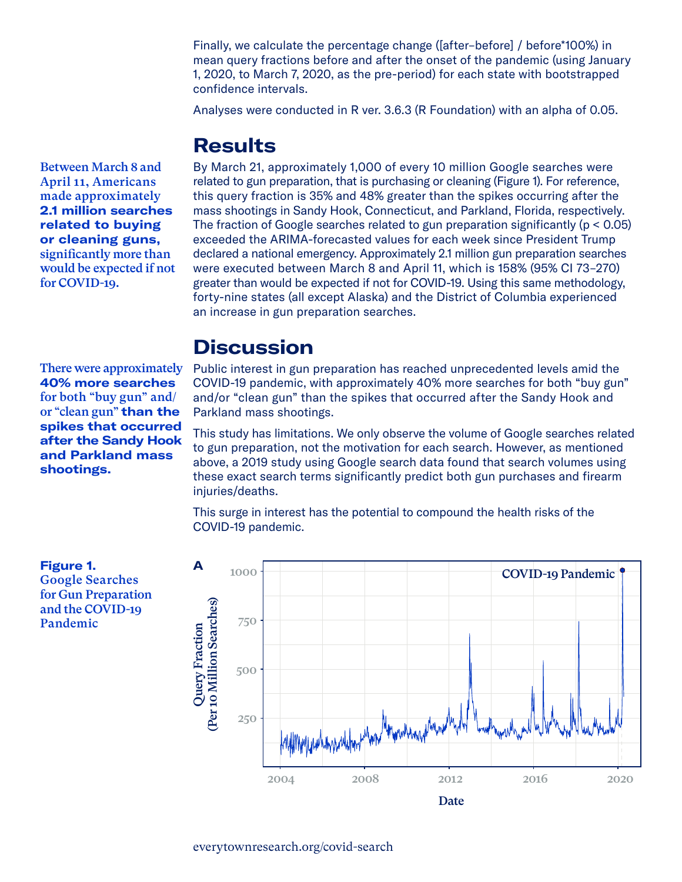Finally, we calculate the percentage change ([after–before] / before*100%) in mean query fractions before and after the onset of the pandemic (using January 1, 2020, to March 7, 2020, as the pre-period) for each state with bootstrapped confidence intervals.

Analyses were conducted in R ver. 3.6.3 (R Foundation) with an alpha of 0.05.

## Results

Between March 8 and April 11, Americans made approximately **2.1 million searches related to buying or cleaning guns,** significantly more than would be expected if not for COVID-19.

By March 21, approximately 1,000 of every 10 million Google searches were related to gun preparation, that is purchasing or cleaning (Figure 1). For reference, this query fraction is 35% and 48% greater than the spikes occurring after the mass shootings in Sandy Hook, Connecticut, and Parkland, Florida, respectively. The fraction of Google searches related to gun preparation significantly ($p < 0.05$) exceeded the ARIMA-forecasted values for each week since President Trump declared a national emergency. Approximately 2.1 million gun preparation searches were executed between March 8 and April 11, which is 158% (95% CI 73–270) greater than would be expected if not for COVID-19. Using this same methodology, forty-nine states (all except Alaska) and the District of Columbia experienced an increase in gun preparation searches.

## Discussion

There were approximately **40% more searches** for both “buy gun” and/or “clean gun” **than the spikes that occurred after the Sandy Hook and Parkland mass shootings.**

Public interest in gun preparation has reached unprecedented levels amid the COVID-19 pandemic, with approximately 40% more searches for both “buy gun” and/or “clean gun” than the spikes that occurred after the Sandy Hook and Parkland mass shootings.

This study has limitations. We only observe the volume of Google searches related to gun preparation, not the motivation for each search. However, as mentioned above, a 2019 study using Google search data found that search volumes using these exact search terms significantly predict both gun purchases and firearm injuries/deaths.

This surge in interest has the potential to compound the health risks of the COVID-19 pandemic.

**Figure 1.** Google Searches for Gun Preparation and the COVID-19 Pandemic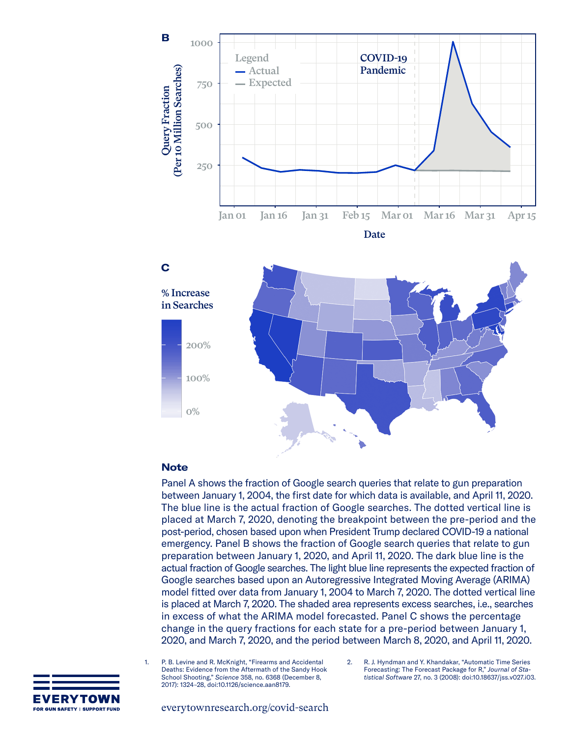B

1000
750
500
250

Query Fraction (Per 10 Million Searches)

Legend
Actual
Expected

COVID-19 Pandemic

Jan 01
Jan 16
Jan 31
Feb 15
Mar 01
Mar 16
Mar 31
Apr 15

Date

C

% Increase in Searches

200%
100%
0%

**Note**

Panel A shows the fraction of Google search queries that relate to gun preparation between January 1, 2004, the first date for which data is available, and April 11, 2020. The blue line is the actual fraction of Google searches. The dotted vertical line is placed at March 7, 2020, denoting the breakpoint between the pre-period and the post-period, chosen based upon when President Trump declared COVID-19 a national emergency. Panel B shows the fraction of Google search queries that relate to gun preparation between January 1, 2020, and April 11, 2020. The dark blue line is the actual fraction of Google searches. The light blue line represents the expected fraction of Google searches based upon an Autoregressive Integrated Moving Average (ARIMA) model fitted over data from January 1, 2004 to March 7, 2020. The dotted vertical line is placed at March 7, 2020. The shaded area represents excess searches, i.e., searches in excess of what the ARIMA model forecasted. Panel C shows the percentage change in the query fractions for each state for a pre-period between January 1, 2020, and March 7, 2020, and the period between March 8, 2020, and April 11, 2020.

1. P. B. Levine and R. McKnight, "Firearms and Accidental Deaths: Evidence from the Aftermath of the Sandy Hook School Shooting," *Science* 358, no. 6368 (December 8, 2017): 1324–28, doi:10.1126/science.aan8179.

2. R. J. Hyndman and Y. Khandakar, "Automatic Time Series Forecasting: The Forecast Package for R," *Journal of Statistical Software* 27, no. 3 (2008): doi:10.18637/jss.v027.i03.

EVERYTOWN FOR GUN SAFETY | SUPPORT FUND

everytownresearch.org/covid-search